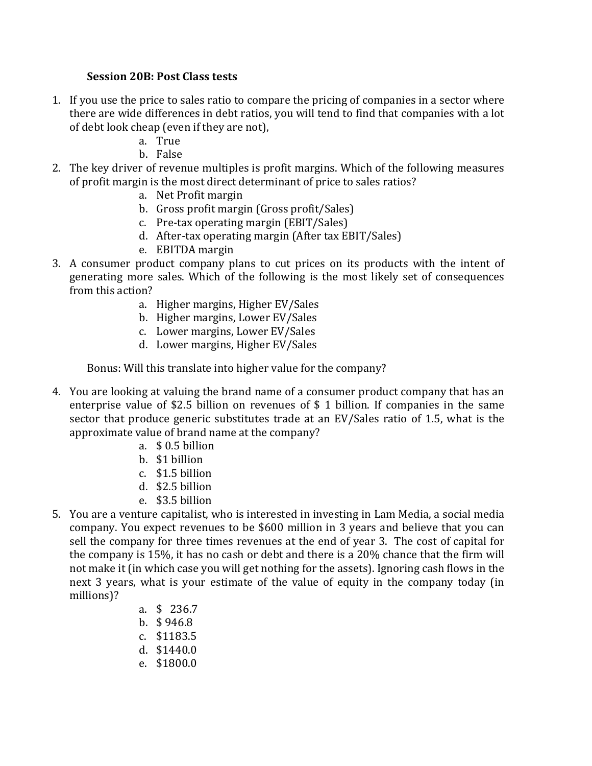**Session 20B: Post Class tests**

1. If you use the price to sales ratio to compare the pricing of companies in a sector where there are wide differences in debt ratios, you will tend to find that companies with a lot of debt look cheap (even if they are not),
   a. True
   b. False
2. The key driver of revenue multiples is profit margins. Which of the following measures of profit margin is the most direct determinant of price to sales ratios?
   a. Net Profit margin
   b. Gross profit margin (Gross profit/Sales)
   c. Pre-tax operating margin (EBIT/Sales)
   d. After-tax operating margin (After tax EBIT/Sales)
   e. EBITDA margin
3. A consumer product company plans to cut prices on its products with the intent of generating more sales. Which of the following is the most likely set of consequences from this action?
   a. Higher margins, Higher EV/Sales
   b. Higher margins, Lower EV/Sales
   c. Lower margins, Lower EV/Sales
   d. Lower margins, Higher EV/Sales

   Bonus: Will this translate into higher value for the company?

4. You are looking at valuing the brand name of a consumer product company that has an enterprise value of $2.5 billion on revenues of $ 1 billion. If companies in the same sector that produce generic substitutes trade at an EV/Sales ratio of 1.5, what is the approximate value of brand name at the company?
   a. $ 0.5 billion
   b. $1 billion
   c. $1.5 billion
   d. $2.5 billion
   e. $3.5 billion
5. You are a venture capitalist, who is interested in investing in Lam Media, a social media company. You expect revenues to be $600 million in 3 years and believe that you can sell the company for three times revenues at the end of year 3. The cost of capital for the company is 15%, it has no cash or debt and there is a 20% chance that the firm will not make it (in which case you will get nothing for the assets). Ignoring cash flows in the next 3 years, what is your estimate of the value of equity in the company today (in millions)?
   a. $ 236.7
   b. $ 946.8
   c. $1183.5
   d. $1440.0
   e. $1800.0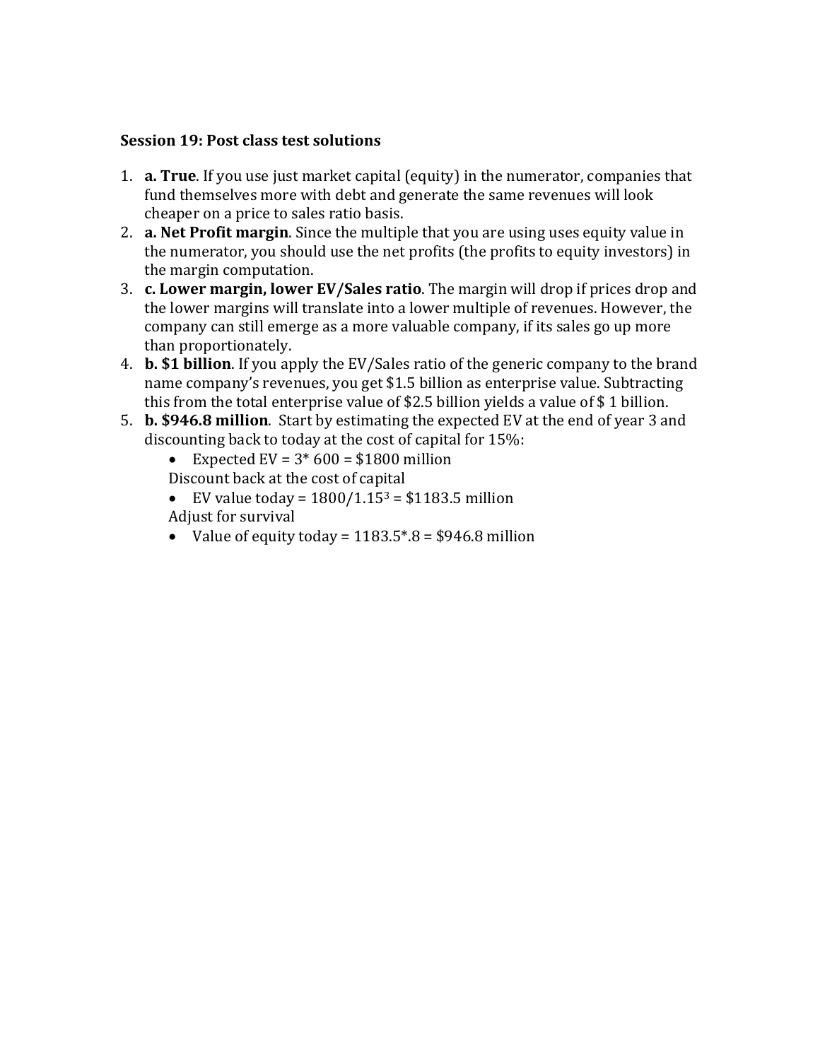**Session 19: Post class test solutions**

1. **a. True**. If you use just market capital (equity) in the numerator, companies that fund themselves more with debt and generate the same revenues will look cheaper on a price to sales ratio basis.
2. **a. Net Profit margin**. Since the multiple that you are using uses equity value in the numerator, you should use the net profits (the profits to equity investors) in the margin computation.
3. **c. Lower margin, lower EV/Sales ratio**. The margin will drop if prices drop and the lower margins will translate into a lower multiple of revenues. However, the company can still emerge as a more valuable company, if its sales go up more than proportionately.
4. **b. $1 billion**. If you apply the EV/Sales ratio of the generic company to the brand name company's revenues, you get $1.5 billion as enterprise value. Subtracting this from the total enterprise value of $2.5 billion yields a value of $ 1 billion.
5. **b. $946.8 million**. Start by estimating the expected EV at the end of year 3 and discounting back to today at the cost of capital for 15%:
   - Expected EV = 3* 600 = $1800 million

   Discount back at the cost of capital
   - EV value today = 1800/1.15$^3$ = $1183.5 million

   Adjust for survival
   - Value of equity today = 1183.5*.8 = $946.8 million